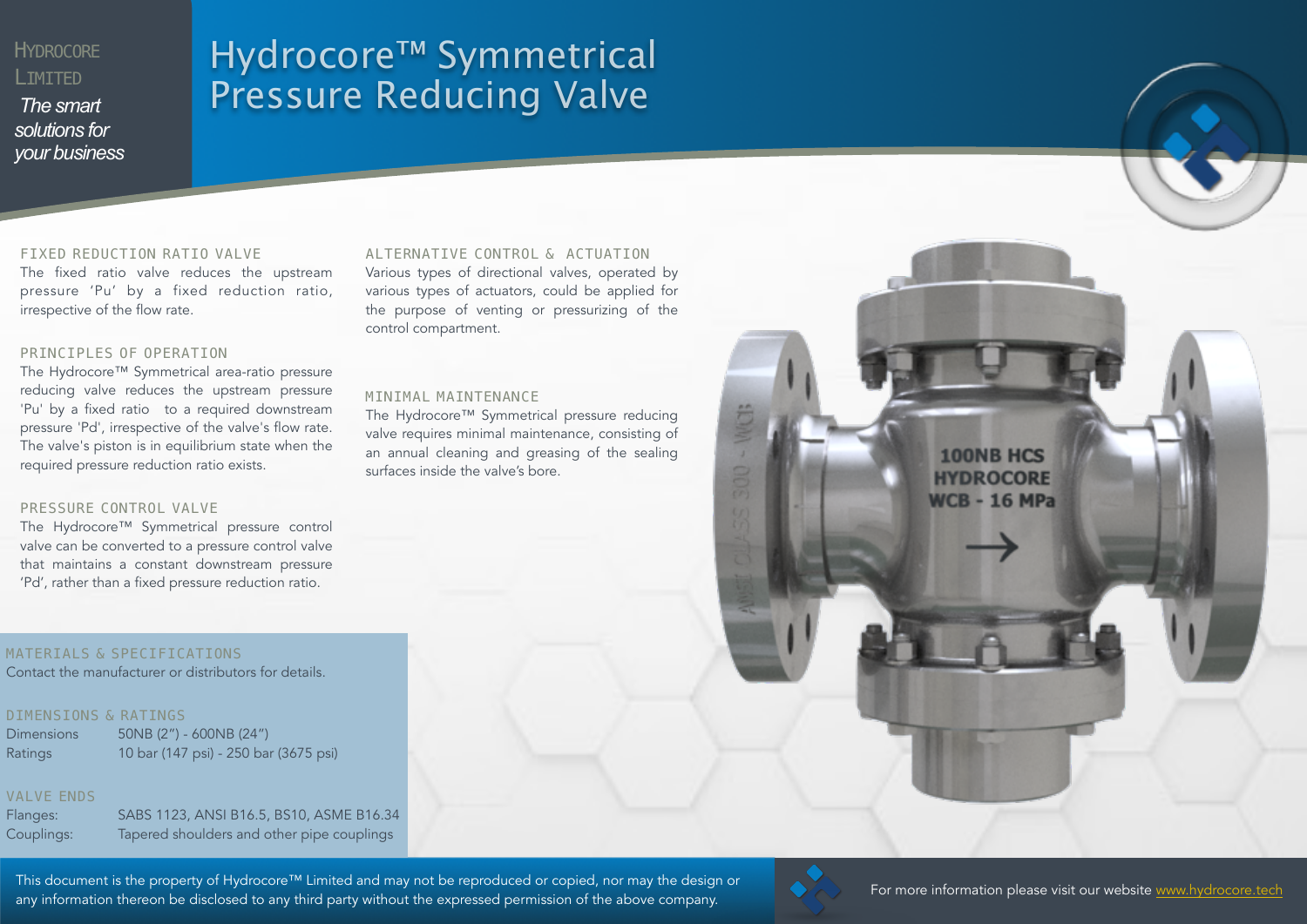HYDROCORE LIMITED

*The smart solutions for your business*

# Hydrocore™ Symmetrical Pressure Reducing Valve

## FIXED REDUCTION RATIO VALVE

The fixed ratio valve reduces the upstream pressure 'Pu' by a fixed reduction ratio, irrespective of the flow rate.

## PRINCIPLES OF OPERATION

The Hydrocore™ Symmetrical area-ratio pressure reducing valve reduces the upstream pressure 'Pu' by a fixed ratio to a required downstream pressure 'Pd', irrespective of the valve's flow rate. The valve's piston is in equilibrium state when the required pressure reduction ratio exists.

## PRESSURE CONTROL VALVE

The Hydrocore™ Symmetrical pressure control valve can be converted to a pressure control valve that maintains a constant downstream pressure 'Pd', rather than a fixed pressure reduction ratio.

## ALTERNATIVE CONTROL & ACTUATION

Various types of directional valves, operated by various types of actuators, could be applied for the purpose of venting or pressurizing of the control compartment.

## MINIMAL MAINTENANCE

The Hydrocore™ Symmetrical pressure reducing valve requires minimal maintenance, consisting of an annual cleaning and greasing of the sealing surfaces inside the valve's bore.

100NB HCS
HYDROCORE
WCB - 16 MPa

ANSI CLASS 300 - WCB

## MATERIALS & SPECIFICATIONS

Contact the manufacturer or distributors for details.

## DIMENSIONS & RATINGS

| | |
|---|---|
| Dimensions | 50NB (2") - 600NB (24") |
| Ratings | 10 bar (147 psi) - 250 bar (3675 psi) |

## VALVE ENDS

| | |
|---|---|
| Flanges: | SABS 1123, ANSI B16.5, BS10, ASME B16.34 |
| Couplings: | Tapered shoulders and other pipe couplings |

This document is the property of Hydrocore™ Limited and may not be reproduced or copied, nor may the design or any information thereon be disclosed to any third party without the expressed permission of the above company.

For more information please visit our website [www.hydrocore.tech](http://www.hydrocore.tech)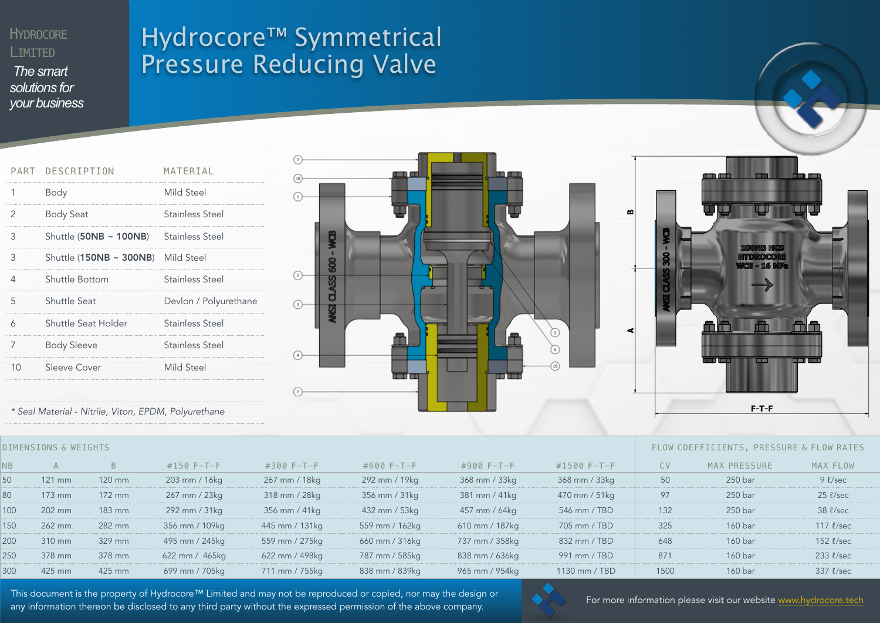Hydrocore Limited

*The smart solutions for your business*

# Hydrocore™ Symmetrical Pressure Reducing Valve

| PART | DESCRIPTION | MATERIAL |
|---|---|---|
| 1 | Body | Mild Steel |
| 2 | Body Seat | Stainless Steel |
| 3 | Shuttle (**50NB ~ 100NB**) | Stainless Steel |
| 3 | Shuttle (**150NB ~ 300NB**) | Mild Steel |
| 4 | Shuttle Bottom | Stainless Steel |
| 5 | Shuttle Seat | Devlon / Polyurethane |
| 6 | Shuttle Seat Holder | Stainless Steel |
| 7 | Body Sleeve | Stainless Steel |
| 10 | Sleeve Cover | Mild Steel |

*\* Seal Material - Nitrile, Viton, EPDM, Polyurethane*

ANSI CLASS 600 - WCB

ANSI CLASS 300 - WCB

100NB HCS HYDROCORE WCB - 16 MPa

B

A

F-T-F

| DIMENSIONS & WEIGHTS | | | | | | | | FLOW COEFFICIENTS, PRESSURE & FLOW RATES | | |
|---|---|---|---|---|---|---|---|---|---|---|
| NB | A | B | #150 F-T-F | #300 F-T-F | #600 F-T-F | #900 F-T-F | #1500 F-T-F | CV | MAX PRESSURE | MAX FLOW |
| 50 | 121 mm | 120 mm | 203 mm / 16kg | 267 mm / 18kg | 292 mm / 19kg | 368 mm / 33kg | 368 mm / 33kg | 50 | 250 bar | 9 ℓ/sec |
| 80 | 173 mm | 172 mm | 267 mm / 23kg | 318 mm / 28kg | 356 mm / 31kg | 381 mm / 41kg | 470 mm / 51kg | 97 | 250 bar | 25 ℓ/sec |
| 100 | 202 mm | 183 mm | 292 mm / 31kg | 356 mm / 41kg | 432 mm / 53kg | 457 mm / 64kg | 546 mm / TBD | 132 | 250 bar | 38 ℓ/sec |
| 150 | 262 mm | 282 mm | 356 mm / 109kg | 445 mm / 131kg | 559 mm / 162kg | 610 mm / 187kg | 705 mm / TBD | 325 | 160 bar | 117 ℓ/sec |
| 200 | 310 mm | 329 mm | 495 mm / 245kg | 559 mm / 275kg | 660 mm / 316kg | 737 mm / 358kg | 832 mm / TBD | 648 | 160 bar | 152 ℓ/sec |
| 250 | 378 mm | 378 mm | 622 mm / 465kg | 622 mm / 498kg | 787 mm / 585kg | 838 mm / 636kg | 991 mm / TBD | 871 | 160 bar | 233 ℓ/sec |
| 300 | 425 mm | 425 mm | 699 mm / 705kg | 711 mm / 755kg | 838 mm / 839kg | 965 mm / 954kg | 1130 mm / TBD | 1500 | 160 bar | 337 ℓ/sec |

This document is the property of Hydrocore™ Limited and may not be reproduced or copied, nor may the design or any information thereon be disclosed to any third party without the expressed permission of the above company.

For more information please visit our website www.hydrocore.tech